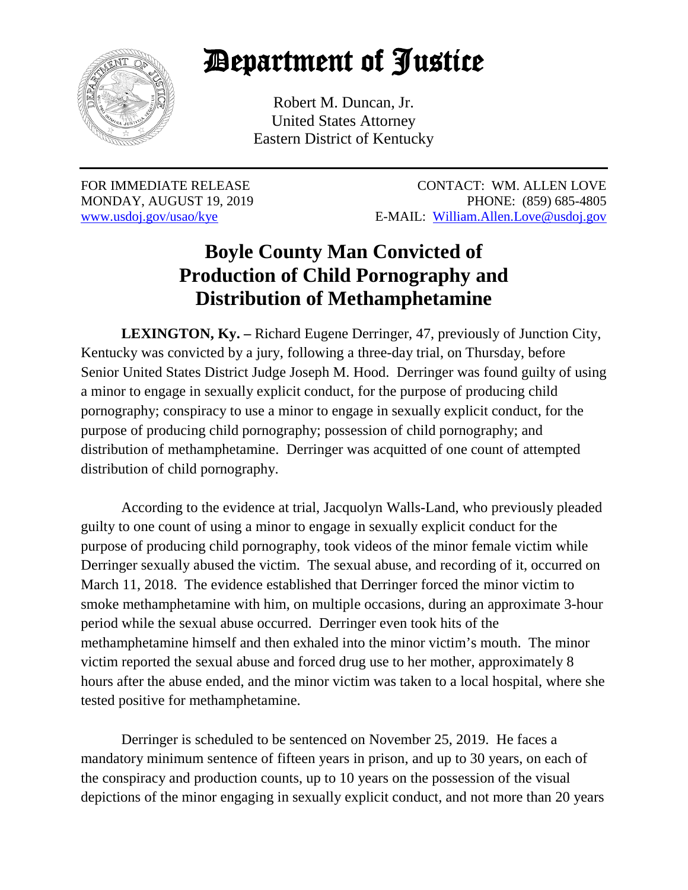# Department of Justice

Robert M. Duncan, Jr.
United States Attorney
Eastern District of Kentucky

FOR IMMEDIATE RELEASE
MONDAY, AUGUST 19, 2019
www.usdoj.gov/usao/kye

CONTACT: WM. ALLEN LOVE
PHONE: (859) 685-4805
E-MAIL: William.Allen.Love@usdoj.gov

## Boyle County Man Convicted of Production of Child Pornography and Distribution of Methamphetamine

**LEXINGTON, Ky. –** Richard Eugene Derringer, 47, previously of Junction City, Kentucky was convicted by a jury, following a three-day trial, on Thursday, before Senior United States District Judge Joseph M. Hood. Derringer was found guilty of using a minor to engage in sexually explicit conduct, for the purpose of producing child pornography; conspiracy to use a minor to engage in sexually explicit conduct, for the purpose of producing child pornography; possession of child pornography; and distribution of methamphetamine. Derringer was acquitted of one count of attempted distribution of child pornography.

According to the evidence at trial, Jacquolyn Walls-Land, who previously pleaded guilty to one count of using a minor to engage in sexually explicit conduct for the purpose of producing child pornography, took videos of the minor female victim while Derringer sexually abused the victim. The sexual abuse, and recording of it, occurred on March 11, 2018. The evidence established that Derringer forced the minor victim to smoke methamphetamine with him, on multiple occasions, during an approximate 3-hour period while the sexual abuse occurred. Derringer even took hits of the methamphetamine himself and then exhaled into the minor victim's mouth. The minor victim reported the sexual abuse and forced drug use to her mother, approximately 8 hours after the abuse ended, and the minor victim was taken to a local hospital, where she tested positive for methamphetamine.

Derringer is scheduled to be sentenced on November 25, 2019. He faces a mandatory minimum sentence of fifteen years in prison, and up to 30 years, on each of the conspiracy and production counts, up to 10 years on the possession of the visual depictions of the minor engaging in sexually explicit conduct, and not more than 20 years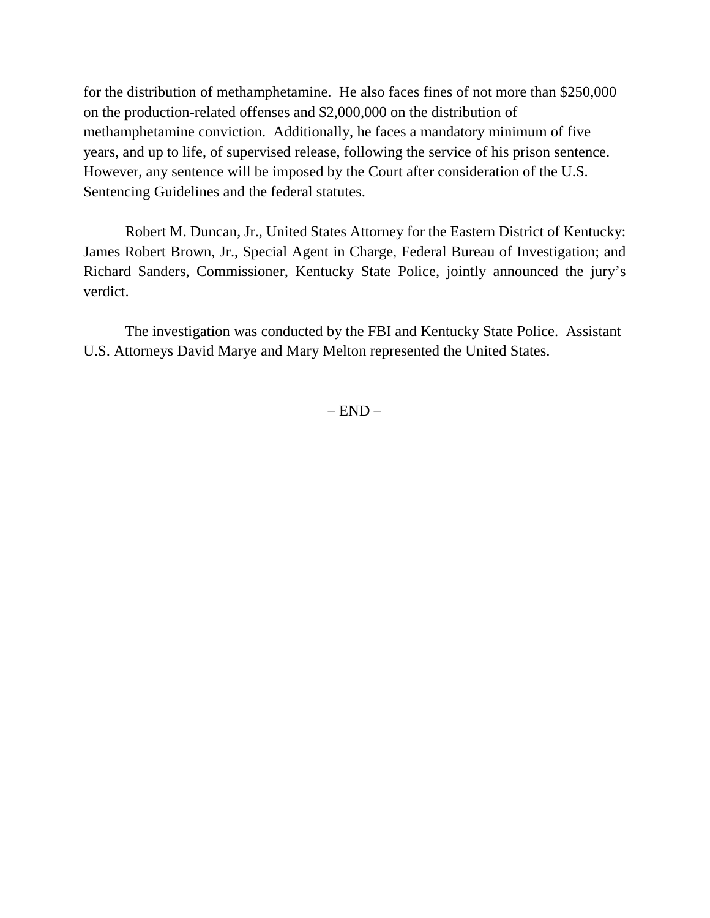for the distribution of methamphetamine. He also faces fines of not more than $250,000 on the production-related offenses and $2,000,000 on the distribution of methamphetamine conviction. Additionally, he faces a mandatory minimum of five years, and up to life, of supervised release, following the service of his prison sentence. However, any sentence will be imposed by the Court after consideration of the U.S. Sentencing Guidelines and the federal statutes.

Robert M. Duncan, Jr., United States Attorney for the Eastern District of Kentucky: James Robert Brown, Jr., Special Agent in Charge, Federal Bureau of Investigation; and Richard Sanders, Commissioner, Kentucky State Police, jointly announced the jury's verdict.

The investigation was conducted by the FBI and Kentucky State Police. Assistant U.S. Attorneys David Marye and Mary Melton represented the United States.

– END –